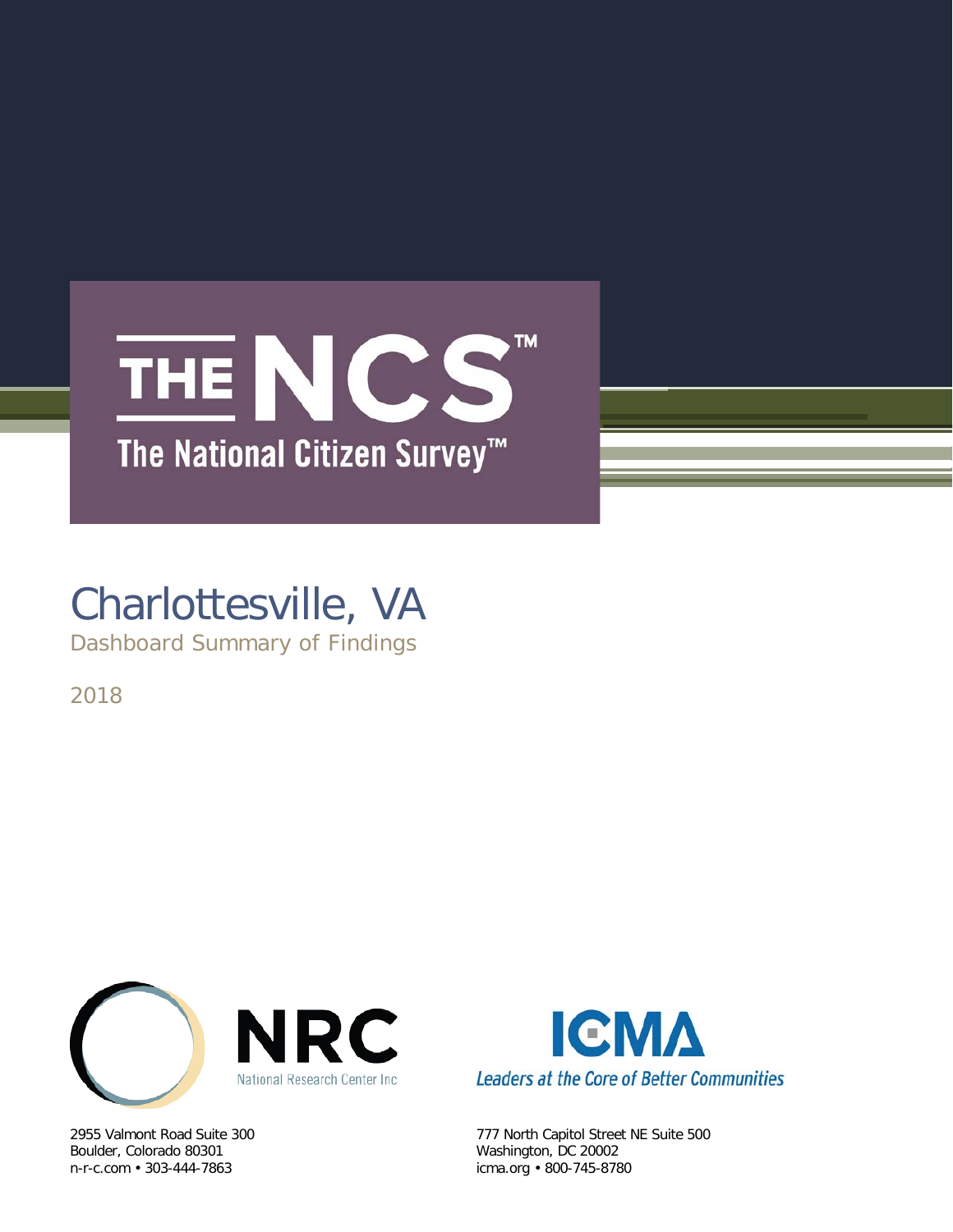# THE NCS™

The National Citizen Survey™

# Charlottesville, VA

Dashboard Summary of Findings

2018

NRC
National Research Center Inc

2955 Valmont Road Suite 300
Boulder, Colorado 80301
n-r-c.com • 303-444-7863

ICMA
*Leaders at the Core of Better Communities*

777 North Capitol Street NE Suite 500
Washington, DC 20002
icma.org • 800-745-8780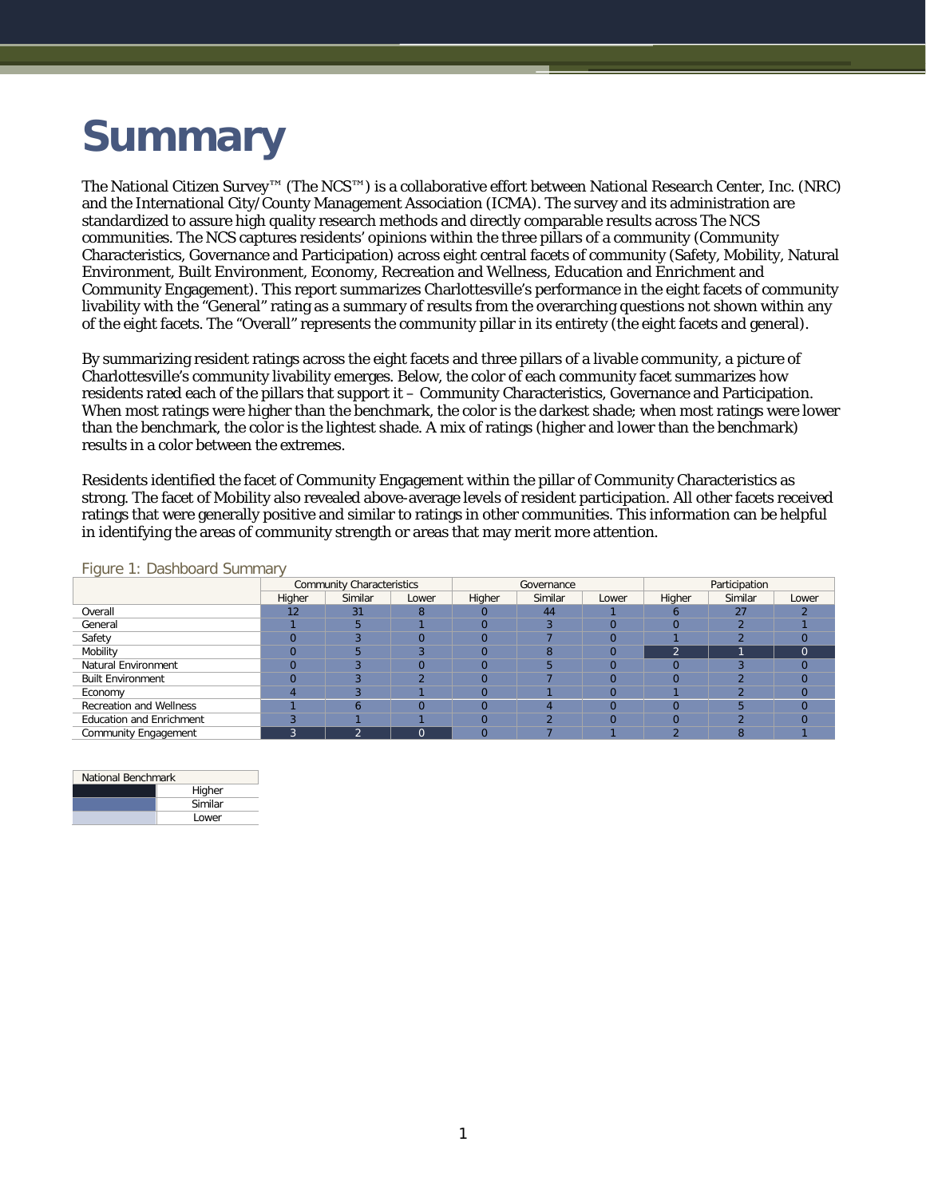# Summary

The National Citizen Survey™ (The NCS™) is a collaborative effort between National Research Center, Inc. (NRC) and the International City/County Management Association (ICMA). The survey and its administration are standardized to assure high quality research methods and directly comparable results across The NCS communities. The NCS captures residents' opinions within the three pillars of a community (Community Characteristics, Governance and Participation) across eight central facets of community (Safety, Mobility, Natural Environment, Built Environment, Economy, Recreation and Wellness, Education and Enrichment and Community Engagement). This report summarizes Charlottesville's performance in the eight facets of community livability with the "General" rating as a summary of results from the overarching questions not shown within any of the eight facets. The "Overall" represents the community pillar in its entirety (the eight facets and general).

By summarizing resident ratings across the eight facets and three pillars of a livable community, a picture of Charlottesville's community livability emerges. Below, the color of each community facet summarizes how residents rated each of the pillars that support it – Community Characteristics, Governance and Participation. When most ratings were higher than the benchmark, the color is the darkest shade; when most ratings were lower than the benchmark, the color is the lightest shade. A mix of ratings (higher and lower than the benchmark) results in a color between the extremes.

Residents identified the facet of Community Engagement within the pillar of Community Characteristics as strong. The facet of Mobility also revealed above-average levels of resident participation. All other facets received ratings that were generally positive and similar to ratings in other communities. This information can be helpful in identifying the areas of community strength or areas that may merit more attention.

Figure 1: Dashboard Summary

| | Community Characteristics | | | Governance | | | Participation | | |
|---|---|---|---|---|---|---|---|---|---|
| | Higher | Similar | Lower | Higher | Similar | Lower | Higher | Similar | Lower |
| Overall | 12 | 31 | 8 | 0 | 44 | 1 | 6 | 27 | 2 |
| General | 1 | 5 | 1 | 0 | 3 | 0 | 0 | 2 | 1 |
| Safety | 0 | 3 | 0 | 0 | 7 | 0 | 1 | 2 | 0 |
| Mobility | 0 | 5 | 3 | 0 | 8 | 0 | 2 | 1 | 0 |
| Natural Environment | 0 | 3 | 0 | 0 | 5 | 0 | 0 | 3 | 0 |
| Built Environment | 0 | 3 | 2 | 0 | 7 | 0 | 0 | 2 | 0 |
| Economy | 4 | 3 | 1 | 0 | 1 | 0 | 1 | 2 | 0 |
| Recreation and Wellness | 1 | 6 | 0 | 0 | 4 | 0 | 0 | 5 | 0 |
| Education and Enrichment | 3 | 1 | 1 | 0 | 2 | 0 | 0 | 2 | 0 |
| Community Engagement | 3 | 2 | 0 | 0 | 7 | 1 | 2 | 8 | 1 |

| National Benchmark | |
|---|---|
| (darkest shade) | Higher |
| (middle shade) | Similar |
| (lightest shade) | Lower |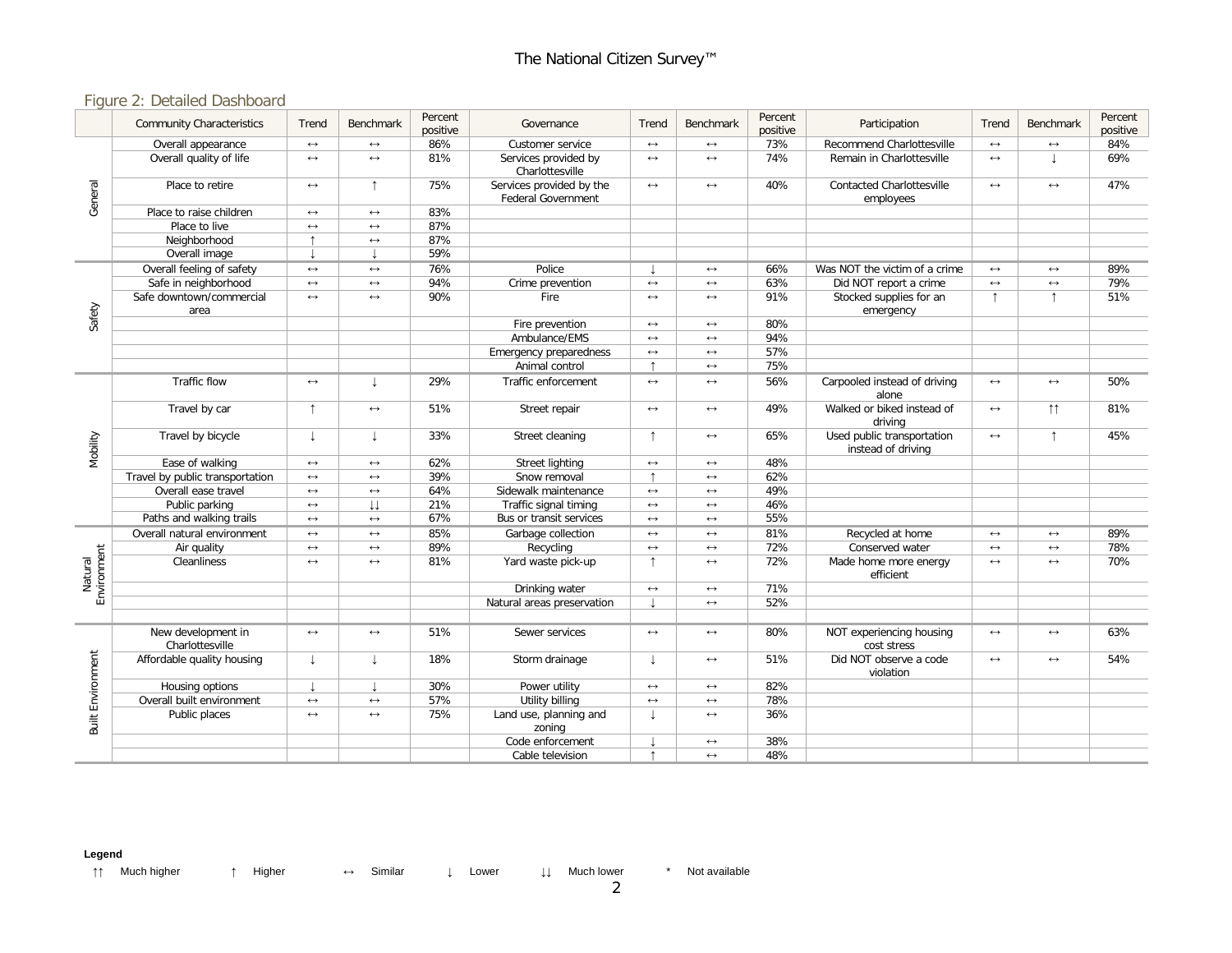## Figure 2: Detailed Dashboard

| | Community Characteristics | Trend | Benchmark | Percent positive | Governance | Trend | Benchmark | Percent positive | Participation | Trend | Benchmark | Percent positive |
|---|---|---|---|---|---|---|---|---|---|---|---|---|
| General | Overall appearance | ↔ | ↔ | 86% | Customer service | ↔ | ↔ | 73% | Recommend Charlottesville | ↔ | ↔ | 84% |
| | Overall quality of life | ↔ | ↔ | 81% | Services provided by Charlottesville | ↔ | ↔ | 74% | Remain in Charlottesville | ↔ | ↓ | 69% |
| | Place to retire | ↔ | ↑ | 75% | Services provided by the Federal Government | ↔ | ↔ | 40% | Contacted Charlottesville employees | ↔ | ↔ | 47% |
| | Place to raise children | ↔ | ↔ | 83% | | | | | | | | |
| | Place to live | ↔ | ↔ | 87% | | | | | | | | |
| | Neighborhood | ↑ | ↔ | 87% | | | | | | | | |
| | Overall image | ↓ | ↓ | 59% | | | | | | | | |
| Safety | Overall feeling of safety | ↔ | ↔ | 76% | Police | ↓ | ↔ | 66% | Was NOT the victim of a crime | ↔ | ↔ | 89% |
| | Safe in neighborhood | ↔ | ↔ | 94% | Crime prevention | ↔ | ↔ | 63% | Did NOT report a crime | ↔ | ↔ | 79% |
| | Safe downtown/commercial area | ↔ | ↔ | 90% | Fire | ↔ | ↔ | 91% | Stocked supplies for an emergency | ↑ | ↑ | 51% |
| | | | | | Fire prevention | ↔ | ↔ | 80% | | | | |
| | | | | | Ambulance/EMS | ↔ | ↔ | 94% | | | | |
| | | | | | Emergency preparedness | ↔ | ↔ | 57% | | | | |
| | | | | | Animal control | ↑ | ↔ | 75% | | | | |
| Mobility | Traffic flow | ↔ | ↓ | 29% | Traffic enforcement | ↔ | ↔ | 56% | Carpooled instead of driving alone | ↔ | ↔ | 50% |
| | Travel by car | ↑ | ↔ | 51% | Street repair | ↔ | ↔ | 49% | Walked or biked instead of driving | ↔ | ↑↑ | 81% |
| | Travel by bicycle | ↓ | ↓ | 33% | Street cleaning | ↑ | ↔ | 65% | Used public transportation instead of driving | ↔ | ↑ | 45% |
| | Ease of walking | ↔ | ↔ | 62% | Street lighting | ↔ | ↔ | 48% | | | | |
| | Travel by public transportation | ↔ | ↔ | 39% | Snow removal | ↑ | ↔ | 62% | | | | |
| | Overall ease travel | ↔ | ↔ | 64% | Sidewalk maintenance | ↔ | ↔ | 49% | | | | |
| | Public parking | ↔ | ↓↓ | 21% | Traffic signal timing | ↔ | ↔ | 46% | | | | |
| | Paths and walking trails | ↔ | ↔ | 67% | Bus or transit services | ↔ | ↔ | 55% | | | | |
| Natural Environment | Overall natural environment | ↔ | ↔ | 85% | Garbage collection | ↔ | ↔ | 81% | Recycled at home | ↔ | ↔ | 89% |
| | Air quality | ↔ | ↔ | 89% | Recycling | ↔ | ↔ | 72% | Conserved water | ↔ | ↔ | 78% |
| | Cleanliness | ↔ | ↔ | 81% | Yard waste pick-up | ↑ | ↔ | 72% | Made home more energy efficient | ↔ | ↔ | 70% |
| | | | | | Drinking water | ↔ | ↔ | 71% | | | | |
| | | | | | Natural areas preservation | ↓ | ↔ | 52% | | | | |
| | | | | | | | | | | | | |
| Built Environment | New development in Charlottesville | ↔ | ↔ | 51% | Sewer services | ↔ | ↔ | 80% | NOT experiencing housing cost stress | ↔ | ↔ | 63% |
| | Affordable quality housing | ↓ | ↓ | 18% | Storm drainage | ↓ | ↔ | 51% | Did NOT observe a code violation | ↔ | ↔ | 54% |
| | Housing options | ↓ | ↓ | 30% | Power utility | ↔ | ↔ | 82% | | | | |
| | Overall built environment | ↔ | ↔ | 57% | Utility billing | ↔ | ↔ | 78% | | | | |
| | Public places | ↔ | ↔ | 75% | Land use, planning and zoning | ↓ | ↔ | 36% | | | | |
| | | | | | Code enforcement | ↓ | ↔ | 38% | | | | |
| | | | | | Cable television | ↑ | ↔ | 48% | | | | |

**Legend**

↑↑ Much higher &nbsp;&nbsp; ↑ Higher &nbsp;&nbsp; ↔ Similar &nbsp;&nbsp; ↓ Lower &nbsp;&nbsp; ↓↓ Much lower &nbsp;&nbsp; * Not available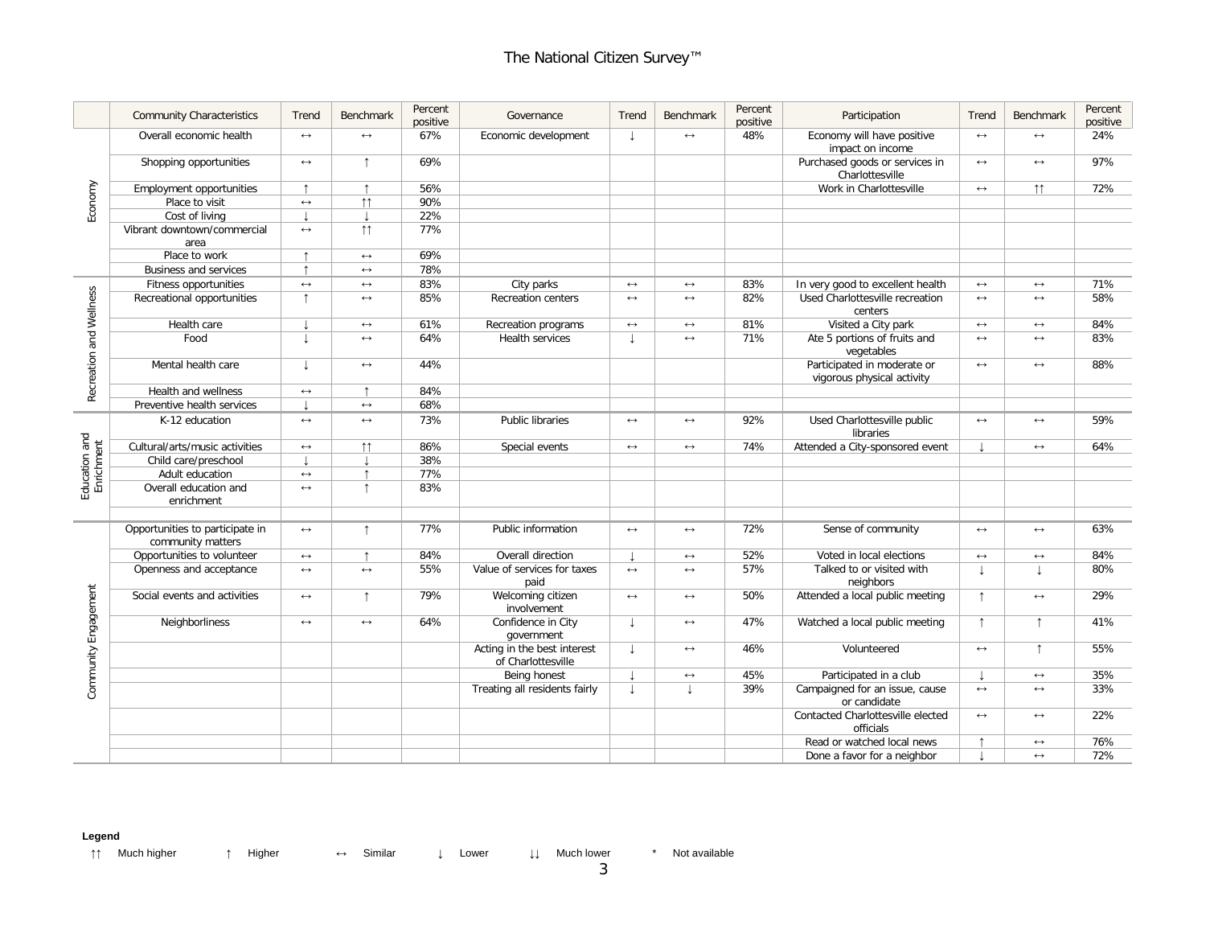| | Community Characteristics | Trend | Benchmark | Percent positive | Governance | Trend | Benchmark | Percent positive | Participation | Trend | Benchmark | Percent positive |
|---|---|---|---|---|---|---|---|---|---|---|---|---|
| Economy | Overall economic health | ↔ | ↔ | 67% | Economic development | ↓ | ↔ | 48% | Economy will have positive impact on income | ↔ | ↔ | 24% |
| | Shopping opportunities | ↔ | ↑ | 69% | | | | | Purchased goods or services in Charlottesville | ↔ | ↔ | 97% |
| | Employment opportunities | ↑ | ↑ | 56% | | | | | Work in Charlottesville | ↔ | ↑↑ | 72% |
| | Place to visit | ↔ | ↑↑ | 90% | | | | | | | | |
| | Cost of living | ↓ | ↓ | 22% | | | | | | | | |
| | Vibrant downtown/commercial area | ↔ | ↑↑ | 77% | | | | | | | | |
| | Place to work | ↑ | ↔ | 69% | | | | | | | | |
| | Business and services | ↑ | ↔ | 78% | | | | | | | | |
| Recreation and Wellness | Fitness opportunities | ↔ | ↔ | 83% | City parks | ↔ | ↔ | 83% | In very good to excellent health | ↔ | ↔ | 71% |
| | Recreational opportunities | ↑ | ↔ | 85% | Recreation centers | ↔ | ↔ | 82% | Used Charlottesville recreation centers | ↔ | ↔ | 58% |
| | Health care | ↓ | ↔ | 61% | Recreation programs | ↔ | ↔ | 81% | Visited a City park | ↔ | ↔ | 84% |
| | Food | ↓ | ↔ | 64% | Health services | ↓ | ↔ | 71% | Ate 5 portions of fruits and vegetables | ↔ | ↔ | 83% |
| | Mental health care | ↓ | ↔ | 44% | | | | | Participated in moderate or vigorous physical activity | ↔ | ↔ | 88% |
| | Health and wellness | ↔ | ↑ | 84% | | | | | | | | |
| | Preventive health services | ↓ | ↔ | 68% | | | | | | | | |
| Education and Enrichment | K-12 education | ↔ | ↔ | 73% | Public libraries | ↔ | ↔ | 92% | Used Charlottesville public libraries | ↔ | ↔ | 59% |
| | Cultural/arts/music activities | ↔ | ↑↑ | 86% | Special events | ↔ | ↔ | 74% | Attended a City-sponsored event | ↓ | ↔ | 64% |
| | Child care/preschool | ↓ | ↓ | 38% | | | | | | | | |
| | Adult education | ↔ | ↑ | 77% | | | | | | | | |
| | Overall education and enrichment | ↔ | ↑ | 83% | | | | | | | | |
| | | | | | | | | | | | | |
| Community Engagement | Opportunities to participate in community matters | ↔ | ↑ | 77% | Public information | ↔ | ↔ | 72% | Sense of community | ↔ | ↔ | 63% |
| | Opportunities to volunteer | ↔ | ↑ | 84% | Overall direction | ↓ | ↔ | 52% | Voted in local elections | ↔ | ↔ | 84% |
| | Openness and acceptance | ↔ | ↔ | 55% | Value of services for taxes paid | ↔ | ↔ | 57% | Talked to or visited with neighbors | ↓ | ↓ | 80% |
| | Social events and activities | ↔ | ↑ | 79% | Welcoming citizen involvement | ↔ | ↔ | 50% | Attended a local public meeting | ↑ | ↔ | 29% |
| | Neighborliness | ↔ | ↔ | 64% | Confidence in City government | ↓ | ↔ | 47% | Watched a local public meeting | ↑ | ↑ | 41% |
| | | | | | Acting in the best interest of Charlottesville | ↓ | ↔ | 46% | Volunteered | ↔ | ↑ | 55% |
| | | | | | Being honest | ↓ | ↔ | 45% | Participated in a club | ↓ | ↔ | 35% |
| | | | | | Treating all residents fairly | ↓ | ↓ | 39% | Campaigned for an issue, cause or candidate | ↔ | ↔ | 33% |
| | | | | | | | | | Contacted Charlottesville elected officials | ↔ | ↔ | 22% |
| | | | | | | | | | Read or watched local news | ↑ | ↔ | 76% |
| | | | | | | | | | Done a favor for a neighbor | ↓ | ↔ | 72% |

**Legend**

↑↑ Much higher ↑ Higher ↔ Similar ↓ Lower ↓↓ Much lower * Not available